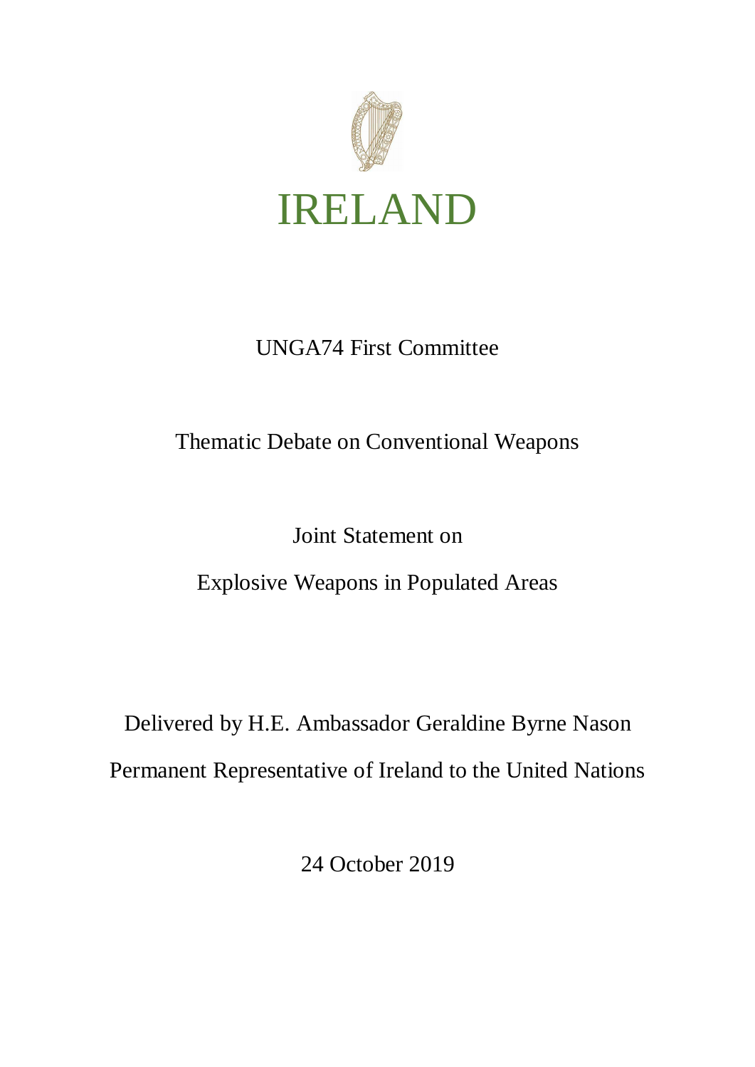# IRELAND

UNGA74 First Committee

Thematic Debate on Conventional Weapons

Joint Statement on

Explosive Weapons in Populated Areas

Delivered by H.E. Ambassador Geraldine Byrne Nason

Permanent Representative of Ireland to the United Nations

24 October 2019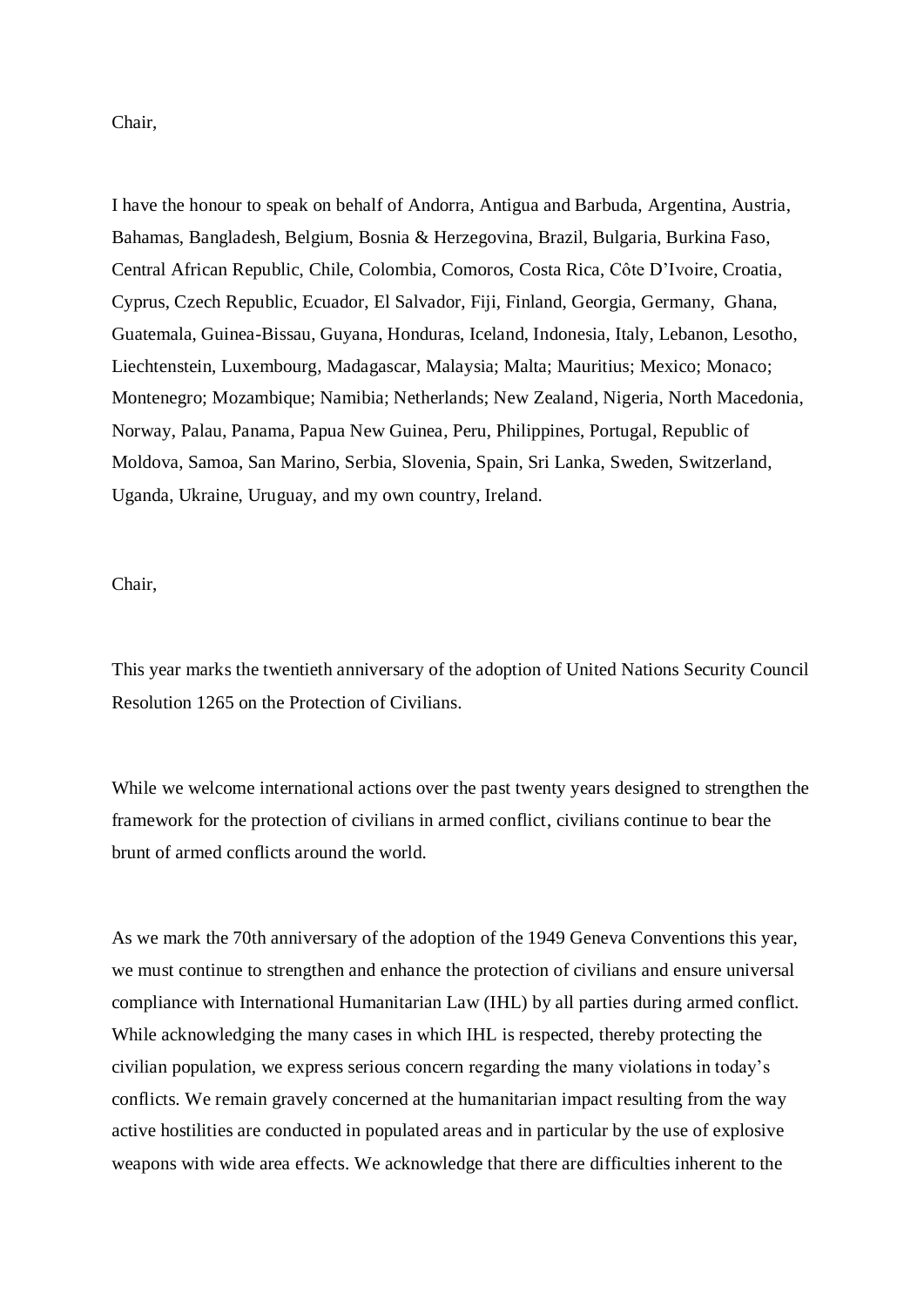Chair,

I have the honour to speak on behalf of Andorra, Antigua and Barbuda, Argentina, Austria, Bahamas, Bangladesh, Belgium, Bosnia & Herzegovina, Brazil, Bulgaria, Burkina Faso, Central African Republic, Chile, Colombia, Comoros, Costa Rica, Côte D'Ivoire, Croatia, Cyprus, Czech Republic, Ecuador, El Salvador, Fiji, Finland, Georgia, Germany, Ghana, Guatemala, Guinea-Bissau, Guyana, Honduras, Iceland, Indonesia, Italy, Lebanon, Lesotho, Liechtenstein, Luxembourg, Madagascar, Malaysia; Malta; Mauritius; Mexico; Monaco; Montenegro; Mozambique; Namibia; Netherlands; New Zealand, Nigeria, North Macedonia, Norway, Palau, Panama, Papua New Guinea, Peru, Philippines, Portugal, Republic of Moldova, Samoa, San Marino, Serbia, Slovenia, Spain, Sri Lanka, Sweden, Switzerland, Uganda, Ukraine, Uruguay, and my own country, Ireland.

Chair,

This year marks the twentieth anniversary of the adoption of United Nations Security Council Resolution 1265 on the Protection of Civilians.

While we welcome international actions over the past twenty years designed to strengthen the framework for the protection of civilians in armed conflict, civilians continue to bear the brunt of armed conflicts around the world.

As we mark the 70th anniversary of the adoption of the 1949 Geneva Conventions this year, we must continue to strengthen and enhance the protection of civilians and ensure universal compliance with International Humanitarian Law (IHL) by all parties during armed conflict. While acknowledging the many cases in which IHL is respected, thereby protecting the civilian population, we express serious concern regarding the many violations in today's conflicts. We remain gravely concerned at the humanitarian impact resulting from the way active hostilities are conducted in populated areas and in particular by the use of explosive weapons with wide area effects. We acknowledge that there are difficulties inherent to the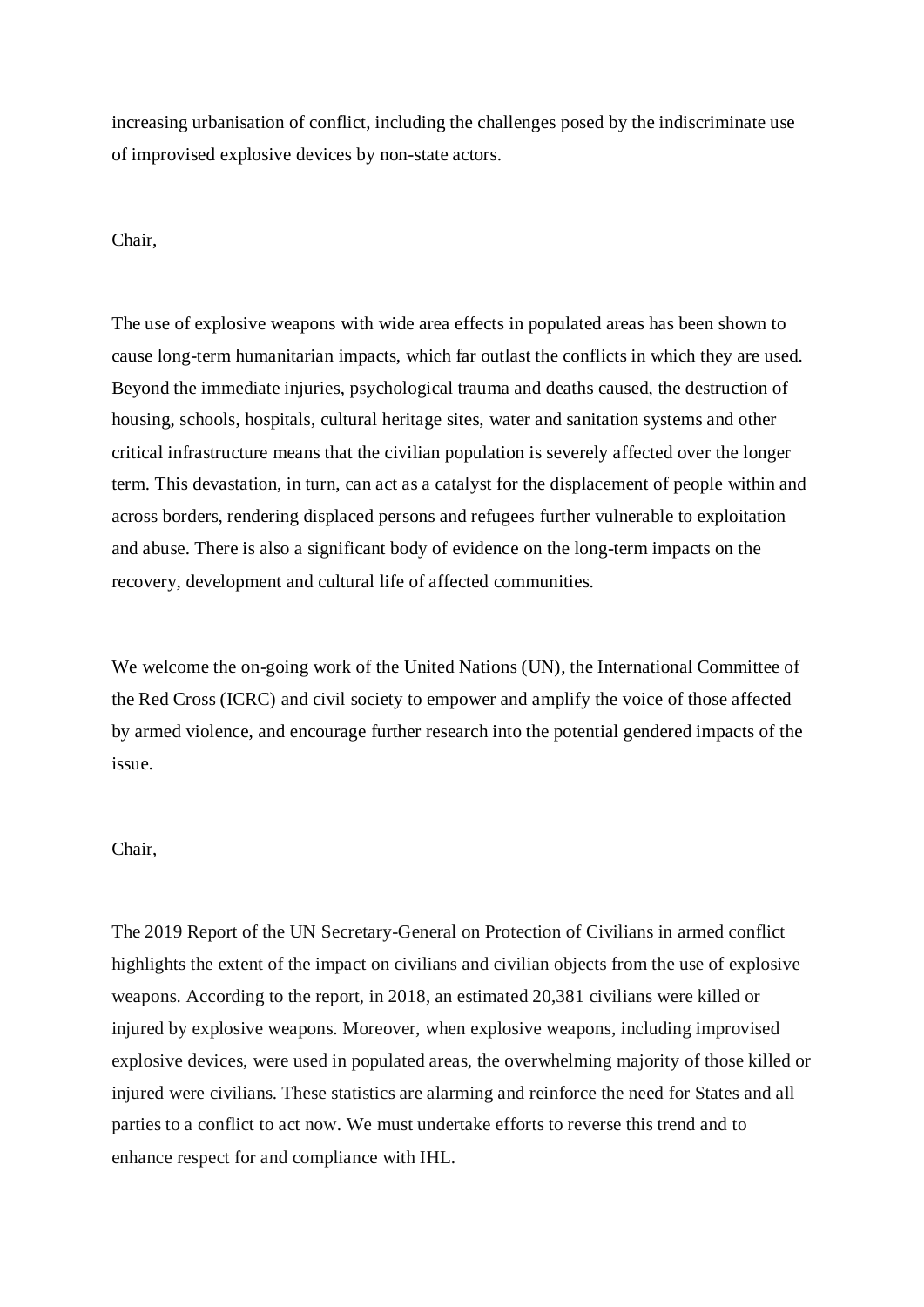increasing urbanisation of conflict, including the challenges posed by the indiscriminate use of improvised explosive devices by non-state actors.

Chair,

The use of explosive weapons with wide area effects in populated areas has been shown to cause long-term humanitarian impacts, which far outlast the conflicts in which they are used. Beyond the immediate injuries, psychological trauma and deaths caused, the destruction of housing, schools, hospitals, cultural heritage sites, water and sanitation systems and other critical infrastructure means that the civilian population is severely affected over the longer term. This devastation, in turn, can act as a catalyst for the displacement of people within and across borders, rendering displaced persons and refugees further vulnerable to exploitation and abuse. There is also a significant body of evidence on the long-term impacts on the recovery, development and cultural life of affected communities.

We welcome the on-going work of the United Nations (UN), the International Committee of the Red Cross (ICRC) and civil society to empower and amplify the voice of those affected by armed violence, and encourage further research into the potential gendered impacts of the issue.

Chair,

The 2019 Report of the UN Secretary-General on Protection of Civilians in armed conflict highlights the extent of the impact on civilians and civilian objects from the use of explosive weapons. According to the report, in 2018, an estimated 20,381 civilians were killed or injured by explosive weapons. Moreover, when explosive weapons, including improvised explosive devices, were used in populated areas, the overwhelming majority of those killed or injured were civilians. These statistics are alarming and reinforce the need for States and all parties to a conflict to act now. We must undertake efforts to reverse this trend and to enhance respect for and compliance with IHL.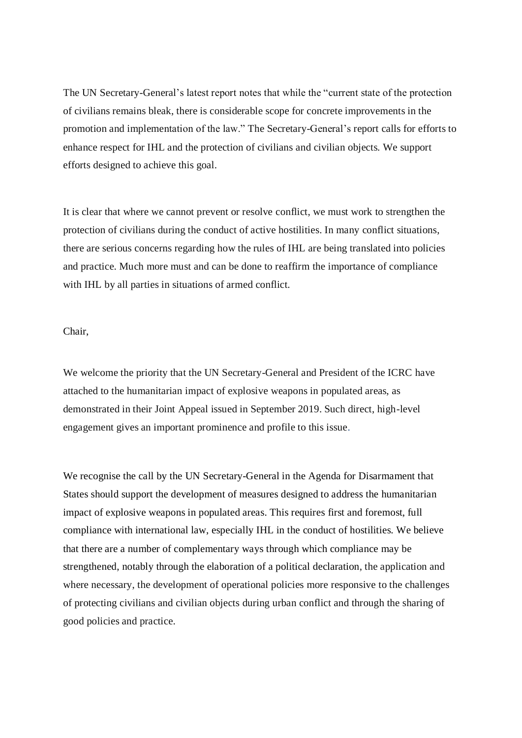The UN Secretary-General's latest report notes that while the "current state of the protection of civilians remains bleak, there is considerable scope for concrete improvements in the promotion and implementation of the law." The Secretary-General's report calls for efforts to enhance respect for IHL and the protection of civilians and civilian objects. We support efforts designed to achieve this goal.

It is clear that where we cannot prevent or resolve conflict, we must work to strengthen the protection of civilians during the conduct of active hostilities. In many conflict situations, there are serious concerns regarding how the rules of IHL are being translated into policies and practice. Much more must and can be done to reaffirm the importance of compliance with IHL by all parties in situations of armed conflict.

Chair,

We welcome the priority that the UN Secretary-General and President of the ICRC have attached to the humanitarian impact of explosive weapons in populated areas, as demonstrated in their Joint Appeal issued in September 2019. Such direct, high-level engagement gives an important prominence and profile to this issue.

We recognise the call by the UN Secretary-General in the Agenda for Disarmament that States should support the development of measures designed to address the humanitarian impact of explosive weapons in populated areas. This requires first and foremost, full compliance with international law, especially IHL in the conduct of hostilities. We believe that there are a number of complementary ways through which compliance may be strengthened, notably through the elaboration of a political declaration, the application and where necessary, the development of operational policies more responsive to the challenges of protecting civilians and civilian objects during urban conflict and through the sharing of good policies and practice.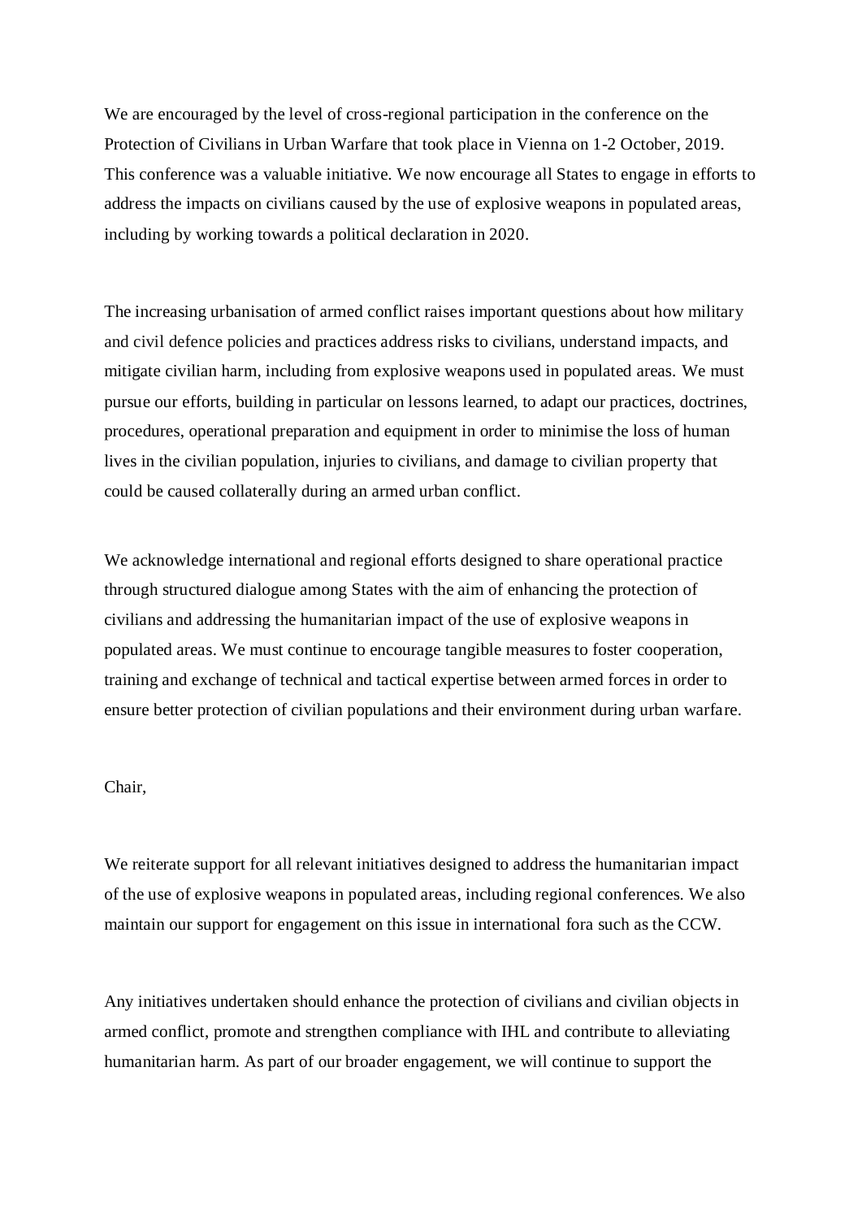We are encouraged by the level of cross-regional participation in the conference on the Protection of Civilians in Urban Warfare that took place in Vienna on 1-2 October, 2019. This conference was a valuable initiative. We now encourage all States to engage in efforts to address the impacts on civilians caused by the use of explosive weapons in populated areas, including by working towards a political declaration in 2020.

The increasing urbanisation of armed conflict raises important questions about how military and civil defence policies and practices address risks to civilians, understand impacts, and mitigate civilian harm, including from explosive weapons used in populated areas. We must pursue our efforts, building in particular on lessons learned, to adapt our practices, doctrines, procedures, operational preparation and equipment in order to minimise the loss of human lives in the civilian population, injuries to civilians, and damage to civilian property that could be caused collaterally during an armed urban conflict.

We acknowledge international and regional efforts designed to share operational practice through structured dialogue among States with the aim of enhancing the protection of civilians and addressing the humanitarian impact of the use of explosive weapons in populated areas. We must continue to encourage tangible measures to foster cooperation, training and exchange of technical and tactical expertise between armed forces in order to ensure better protection of civilian populations and their environment during urban warfare.

Chair,

We reiterate support for all relevant initiatives designed to address the humanitarian impact of the use of explosive weapons in populated areas, including regional conferences. We also maintain our support for engagement on this issue in international fora such as the CCW.

Any initiatives undertaken should enhance the protection of civilians and civilian objects in armed conflict, promote and strengthen compliance with IHL and contribute to alleviating humanitarian harm. As part of our broader engagement, we will continue to support the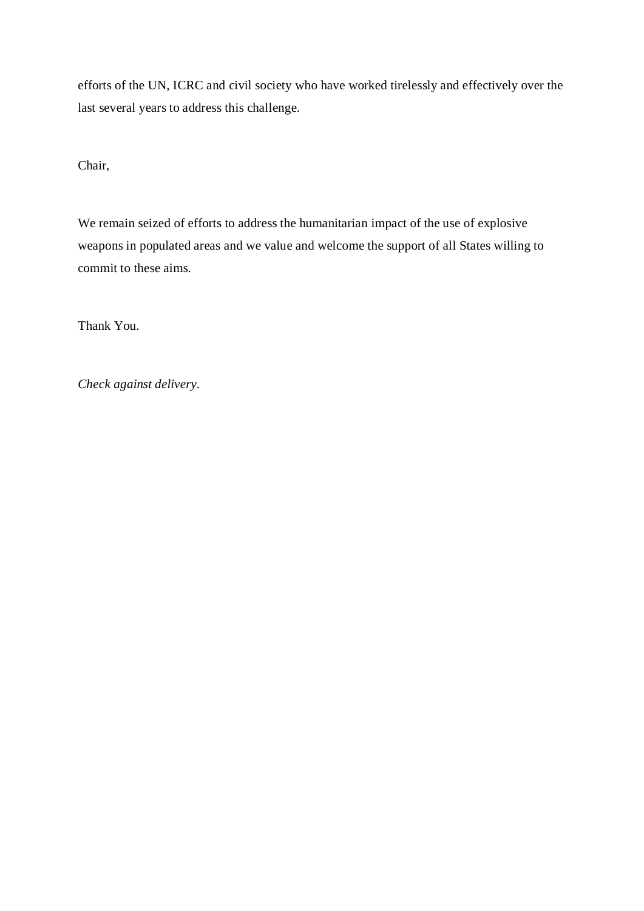efforts of the UN, ICRC and civil society who have worked tirelessly and effectively over the last several years to address this challenge.

Chair,

We remain seized of efforts to address the humanitarian impact of the use of explosive weapons in populated areas and we value and welcome the support of all States willing to commit to these aims.

Thank You.

*Check against delivery*.